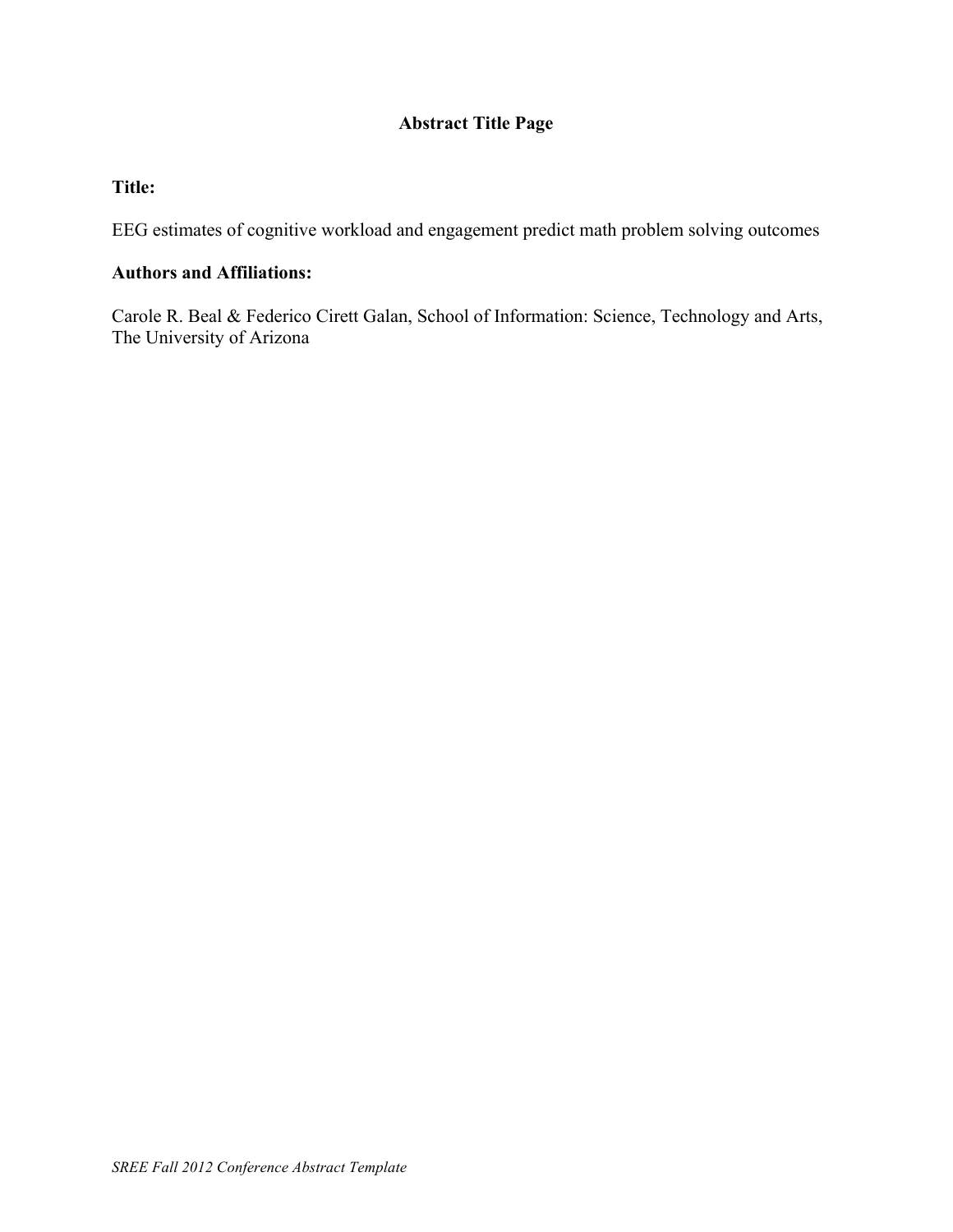# Abstract Title Page

**Title:**

EEG estimates of cognitive workload and engagement predict math problem solving outcomes

**Authors and Affiliations:**

Carole R. Beal & Federico Cirett Galan, School of Information: Science, Technology and Arts, The University of Arizona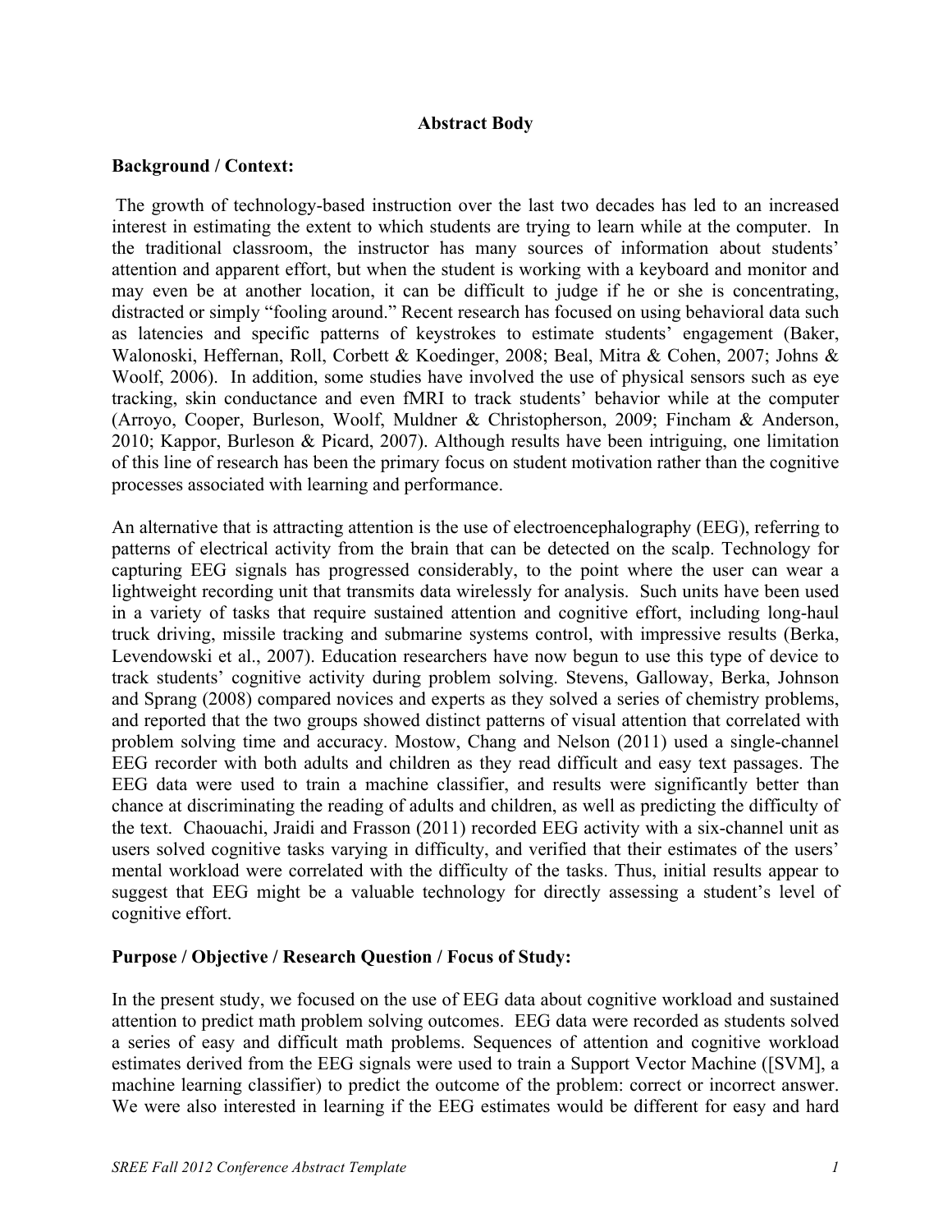**Abstract Body**

**Background / Context:**

The growth of technology-based instruction over the last two decades has led to an increased interest in estimating the extent to which students are trying to learn while at the computer. In the traditional classroom, the instructor has many sources of information about students' attention and apparent effort, but when the student is working with a keyboard and monitor and may even be at another location, it can be difficult to judge if he or she is concentrating, distracted or simply "fooling around." Recent research has focused on using behavioral data such as latencies and specific patterns of keystrokes to estimate students' engagement (Baker, Walonoski, Heffernan, Roll, Corbett & Koedinger, 2008; Beal, Mitra & Cohen, 2007; Johns & Woolf, 2006). In addition, some studies have involved the use of physical sensors such as eye tracking, skin conductance and even fMRI to track students' behavior while at the computer (Arroyo, Cooper, Burleson, Woolf, Muldner & Christopherson, 2009; Fincham & Anderson, 2010; Kappor, Burleson & Picard, 2007). Although results have been intriguing, one limitation of this line of research has been the primary focus on student motivation rather than the cognitive processes associated with learning and performance.

An alternative that is attracting attention is the use of electroencephalography (EEG), referring to patterns of electrical activity from the brain that can be detected on the scalp. Technology for capturing EEG signals has progressed considerably, to the point where the user can wear a lightweight recording unit that transmits data wirelessly for analysis. Such units have been used in a variety of tasks that require sustained attention and cognitive effort, including long-haul truck driving, missile tracking and submarine systems control, with impressive results (Berka, Levendowski et al., 2007). Education researchers have now begun to use this type of device to track students' cognitive activity during problem solving. Stevens, Galloway, Berka, Johnson and Sprang (2008) compared novices and experts as they solved a series of chemistry problems, and reported that the two groups showed distinct patterns of visual attention that correlated with problem solving time and accuracy. Mostow, Chang and Nelson (2011) used a single-channel EEG recorder with both adults and children as they read difficult and easy text passages. The EEG data were used to train a machine classifier, and results were significantly better than chance at discriminating the reading of adults and children, as well as predicting the difficulty of the text. Chaouachi, Jraidi and Frasson (2011) recorded EEG activity with a six-channel unit as users solved cognitive tasks varying in difficulty, and verified that their estimates of the users' mental workload were correlated with the difficulty of the tasks. Thus, initial results appear to suggest that EEG might be a valuable technology for directly assessing a student's level of cognitive effort.

**Purpose / Objective / Research Question / Focus of Study:**

In the present study, we focused on the use of EEG data about cognitive workload and sustained attention to predict math problem solving outcomes. EEG data were recorded as students solved a series of easy and difficult math problems. Sequences of attention and cognitive workload estimates derived from the EEG signals were used to train a Support Vector Machine ([SVM], a machine learning classifier) to predict the outcome of the problem: correct or incorrect answer. We were also interested in learning if the EEG estimates would be different for easy and hard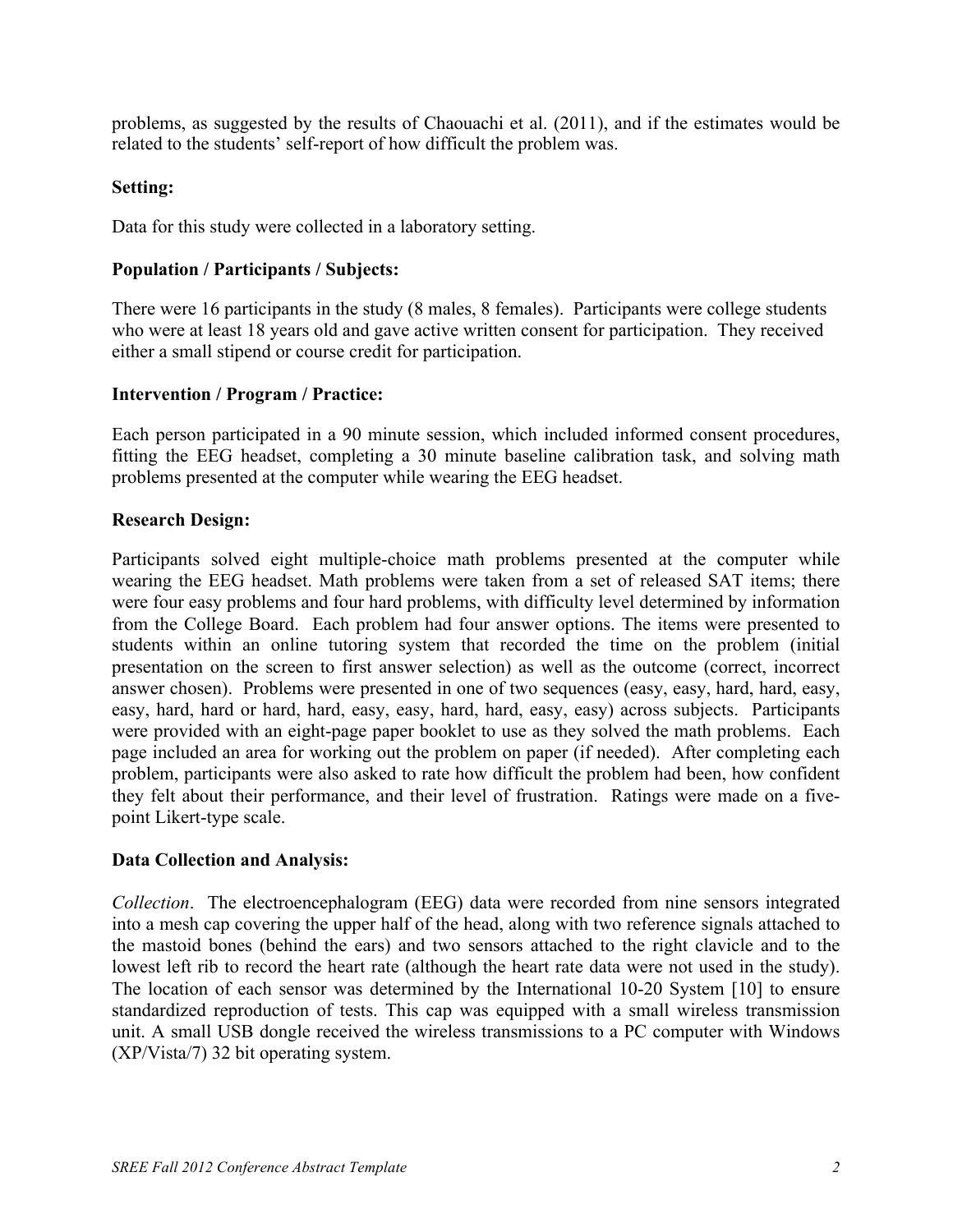problems, as suggested by the results of Chaouachi et al. (2011), and if the estimates would be related to the students' self-report of how difficult the problem was.

**Setting:**

Data for this study were collected in a laboratory setting.

**Population / Participants / Subjects:**

There were 16 participants in the study (8 males, 8 females). Participants were college students who were at least 18 years old and gave active written consent for participation. They received either a small stipend or course credit for participation.

**Intervention / Program / Practice:**

Each person participated in a 90 minute session, which included informed consent procedures, fitting the EEG headset, completing a 30 minute baseline calibration task, and solving math problems presented at the computer while wearing the EEG headset.

**Research Design:**

Participants solved eight multiple-choice math problems presented at the computer while wearing the EEG headset. Math problems were taken from a set of released SAT items; there were four easy problems and four hard problems, with difficulty level determined by information from the College Board. Each problem had four answer options. The items were presented to students within an online tutoring system that recorded the time on the problem (initial presentation on the screen to first answer selection) as well as the outcome (correct, incorrect answer chosen). Problems were presented in one of two sequences (easy, easy, hard, hard, easy, easy, hard, hard or hard, hard, easy, easy, hard, hard, easy, easy) across subjects. Participants were provided with an eight-page paper booklet to use as they solved the math problems. Each page included an area for working out the problem on paper (if needed). After completing each problem, participants were also asked to rate how difficult the problem had been, how confident they felt about their performance, and their level of frustration. Ratings were made on a five-point Likert-type scale.

**Data Collection and Analysis:**

*Collection*. The electroencephalogram (EEG) data were recorded from nine sensors integrated into a mesh cap covering the upper half of the head, along with two reference signals attached to the mastoid bones (behind the ears) and two sensors attached to the right clavicle and to the lowest left rib to record the heart rate (although the heart rate data were not used in the study). The location of each sensor was determined by the International 10-20 System [10] to ensure standardized reproduction of tests. This cap was equipped with a small wireless transmission unit. A small USB dongle received the wireless transmissions to a PC computer with Windows (XP/Vista/7) 32 bit operating system.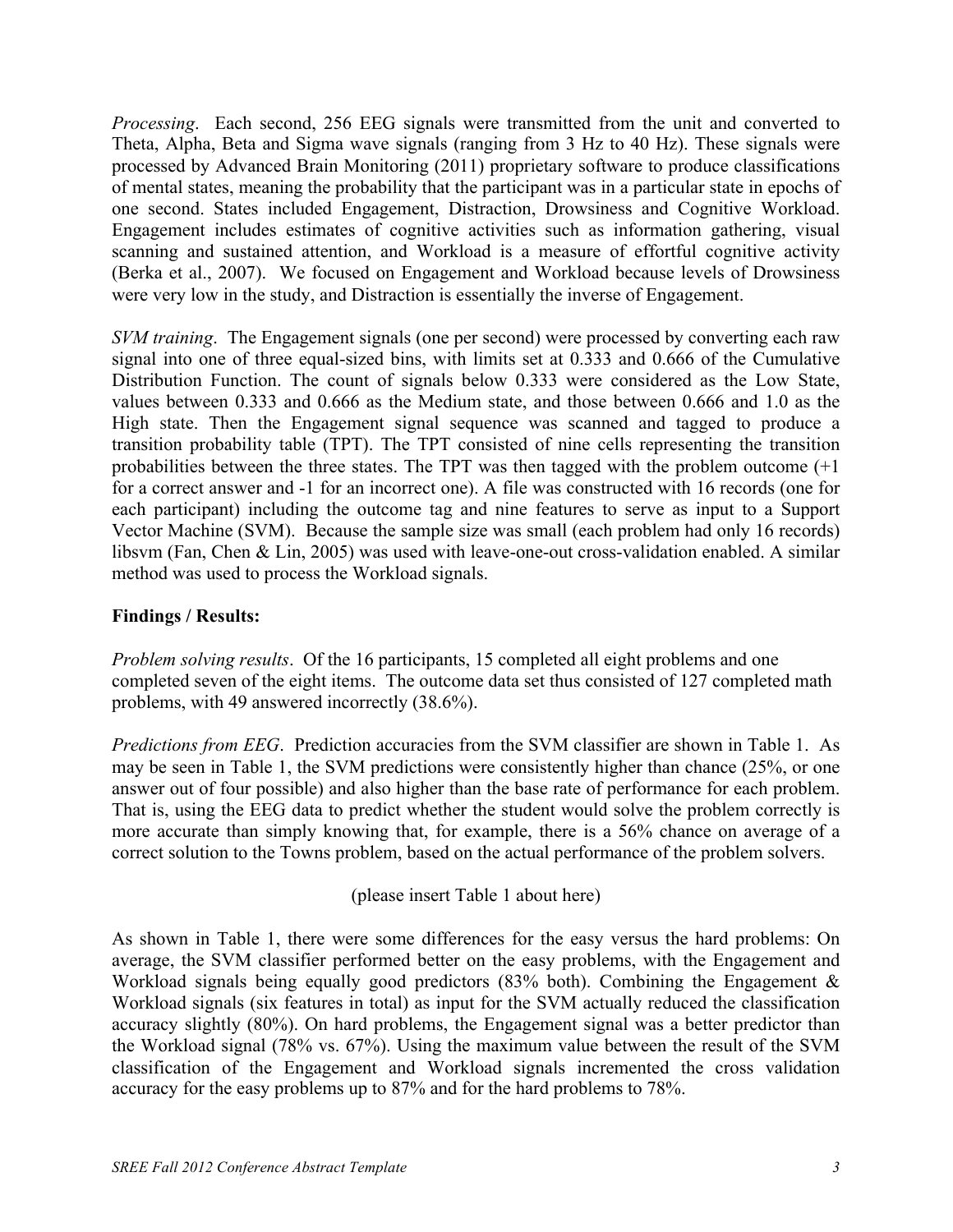*Processing*. Each second, 256 EEG signals were transmitted from the unit and converted to Theta, Alpha, Beta and Sigma wave signals (ranging from 3 Hz to 40 Hz). These signals were processed by Advanced Brain Monitoring (2011) proprietary software to produce classifications of mental states, meaning the probability that the participant was in a particular state in epochs of one second. States included Engagement, Distraction, Drowsiness and Cognitive Workload. Engagement includes estimates of cognitive activities such as information gathering, visual scanning and sustained attention, and Workload is a measure of effortful cognitive activity (Berka et al., 2007). We focused on Engagement and Workload because levels of Drowsiness were very low in the study, and Distraction is essentially the inverse of Engagement.

*SVM training*. The Engagement signals (one per second) were processed by converting each raw signal into one of three equal-sized bins, with limits set at 0.333 and 0.666 of the Cumulative Distribution Function. The count of signals below 0.333 were considered as the Low State, values between 0.333 and 0.666 as the Medium state, and those between 0.666 and 1.0 as the High state. Then the Engagement signal sequence was scanned and tagged to produce a transition probability table (TPT). The TPT consisted of nine cells representing the transition probabilities between the three states. The TPT was then tagged with the problem outcome (+1 for a correct answer and -1 for an incorrect one). A file was constructed with 16 records (one for each participant) including the outcome tag and nine features to serve as input to a Support Vector Machine (SVM). Because the sample size was small (each problem had only 16 records) libsvm (Fan, Chen & Lin, 2005) was used with leave-one-out cross-validation enabled. A similar method was used to process the Workload signals.

**Findings / Results:**

*Problem solving results*. Of the 16 participants, 15 completed all eight problems and one completed seven of the eight items. The outcome data set thus consisted of 127 completed math problems, with 49 answered incorrectly (38.6%).

*Predictions from EEG*. Prediction accuracies from the SVM classifier are shown in Table 1. As may be seen in Table 1, the SVM predictions were consistently higher than chance (25%, or one answer out of four possible) and also higher than the base rate of performance for each problem. That is, using the EEG data to predict whether the student would solve the problem correctly is more accurate than simply knowing that, for example, there is a 56% chance on average of a correct solution to the Towns problem, based on the actual performance of the problem solvers.

(please insert Table 1 about here)

As shown in Table 1, there were some differences for the easy versus the hard problems: On average, the SVM classifier performed better on the easy problems, with the Engagement and Workload signals being equally good predictors (83% both). Combining the Engagement & Workload signals (six features in total) as input for the SVM actually reduced the classification accuracy slightly (80%). On hard problems, the Engagement signal was a better predictor than the Workload signal (78% vs. 67%). Using the maximum value between the result of the SVM classification of the Engagement and Workload signals incremented the cross validation accuracy for the easy problems up to 87% and for the hard problems to 78%.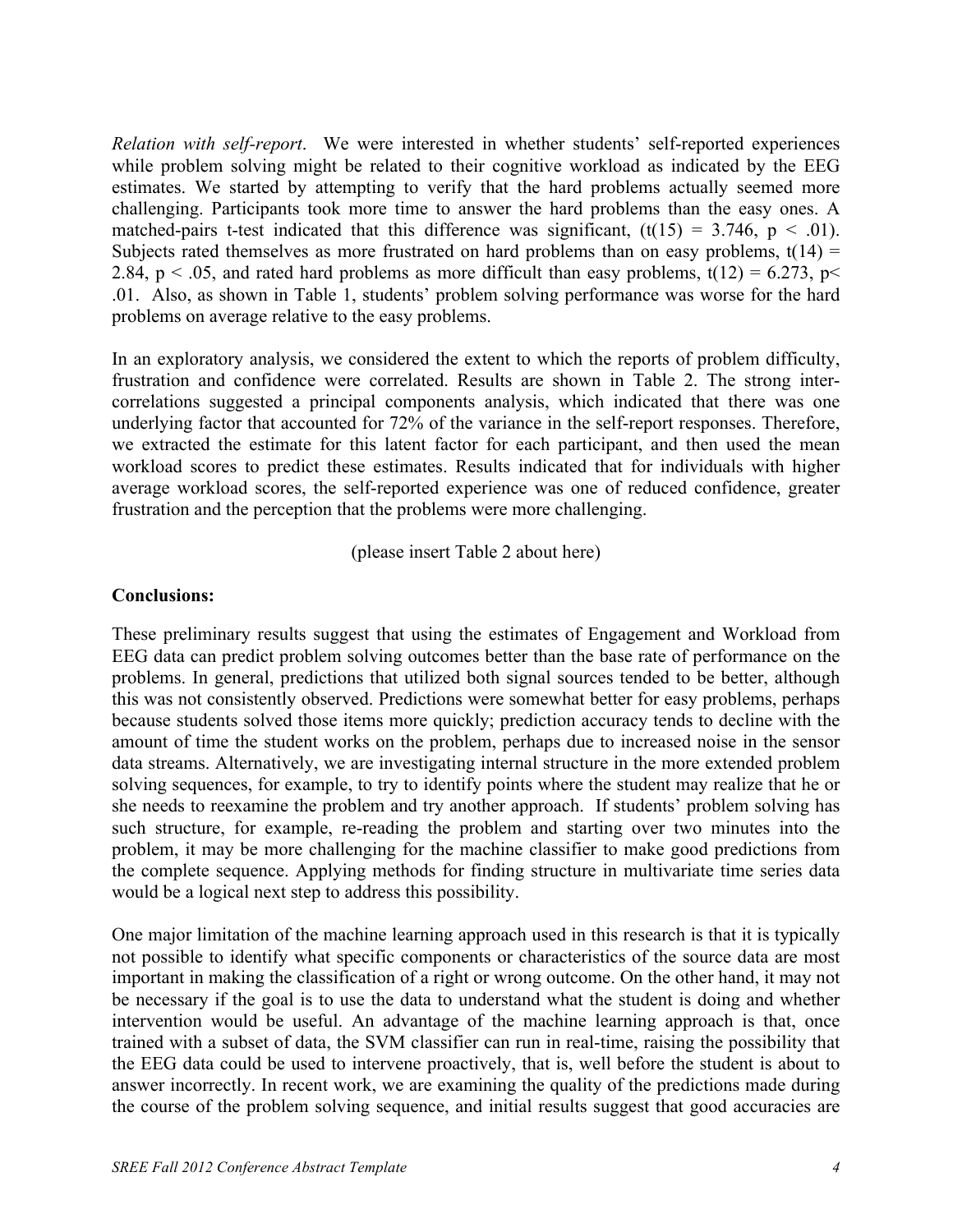*Relation with self-report*. We were interested in whether students' self-reported experiences while problem solving might be related to their cognitive workload as indicated by the EEG estimates. We started by attempting to verify that the hard problems actually seemed more challenging. Participants took more time to answer the hard problems than the easy ones. A matched-pairs t-test indicated that this difference was significant, ($t(15) = 3.746$, $p < .01$). Subjects rated themselves as more frustrated on hard problems than on easy problems, $t(14) = 2.84$, $p < .05$, and rated hard problems as more difficult than easy problems, $t(12) = 6.273$, $p < .01$. Also, as shown in Table 1, students' problem solving performance was worse for the hard problems on average relative to the easy problems.

In an exploratory analysis, we considered the extent to which the reports of problem difficulty, frustration and confidence were correlated. Results are shown in Table 2. The strong inter-correlations suggested a principal components analysis, which indicated that there was one underlying factor that accounted for 72% of the variance in the self-report responses. Therefore, we extracted the estimate for this latent factor for each participant, and then used the mean workload scores to predict these estimates. Results indicated that for individuals with higher average workload scores, the self-reported experience was one of reduced confidence, greater frustration and the perception that the problems were more challenging.

(please insert Table 2 about here)

**Conclusions:**

These preliminary results suggest that using the estimates of Engagement and Workload from EEG data can predict problem solving outcomes better than the base rate of performance on the problems. In general, predictions that utilized both signal sources tended to be better, although this was not consistently observed. Predictions were somewhat better for easy problems, perhaps because students solved those items more quickly; prediction accuracy tends to decline with the amount of time the student works on the problem, perhaps due to increased noise in the sensor data streams. Alternatively, we are investigating internal structure in the more extended problem solving sequences, for example, to try to identify points where the student may realize that he or she needs to reexamine the problem and try another approach. If students' problem solving has such structure, for example, re-reading the problem and starting over two minutes into the problem, it may be more challenging for the machine classifier to make good predictions from the complete sequence. Applying methods for finding structure in multivariate time series data would be a logical next step to address this possibility.

One major limitation of the machine learning approach used in this research is that it is typically not possible to identify what specific components or characteristics of the source data are most important in making the classification of a right or wrong outcome. On the other hand, it may not be necessary if the goal is to use the data to understand what the student is doing and whether intervention would be useful. An advantage of the machine learning approach is that, once trained with a subset of data, the SVM classifier can run in real-time, raising the possibility that the EEG data could be used to intervene proactively, that is, well before the student is about to answer incorrectly. In recent work, we are examining the quality of the predictions made during the course of the problem solving sequence, and initial results suggest that good accuracies are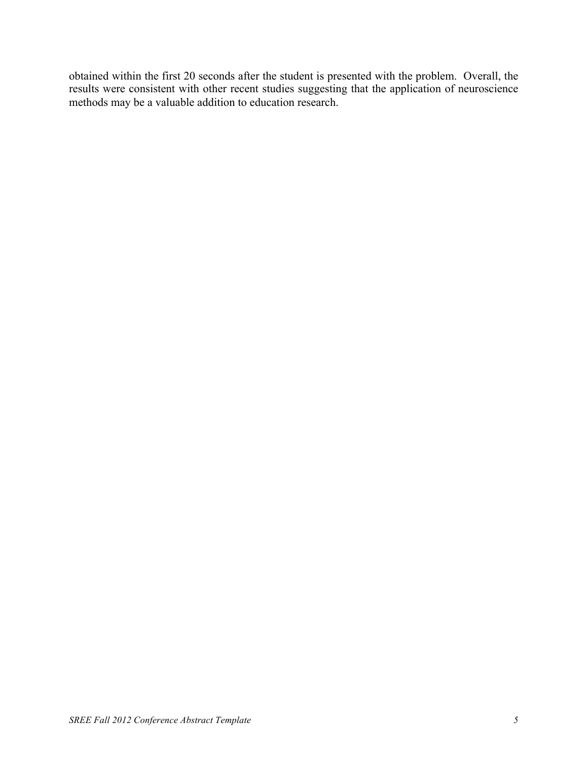obtained within the first 20 seconds after the student is presented with the problem. Overall, the results were consistent with other recent studies suggesting that the application of neuroscience methods may be a valuable addition to education research.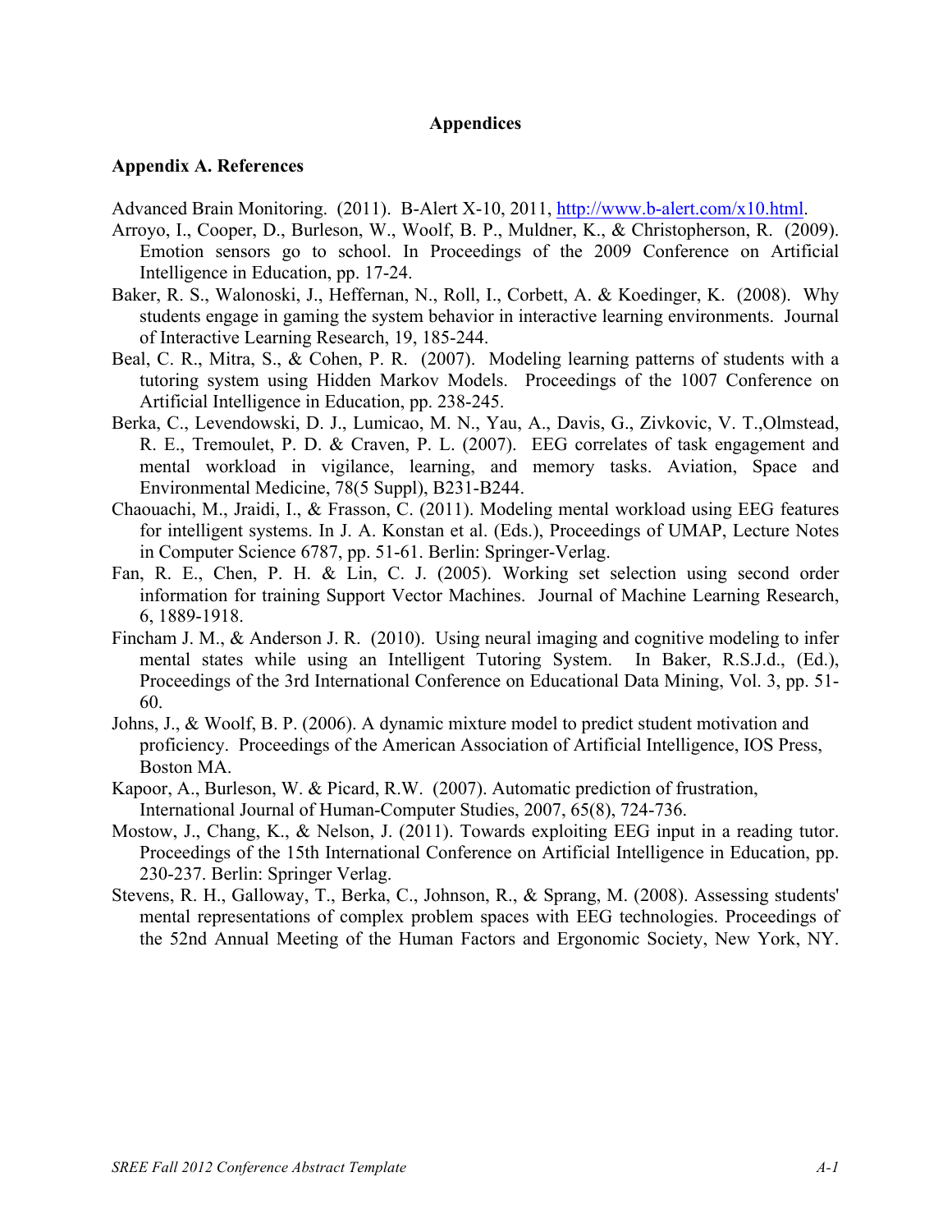# Appendices

## Appendix A. References

Advanced Brain Monitoring. (2011). B-Alert X-10, 2011, http://www.b-alert.com/x10.html.

Arroyo, I., Cooper, D., Burleson, W., Woolf, B. P., Muldner, K., & Christopherson, R. (2009). Emotion sensors go to school. In Proceedings of the 2009 Conference on Artificial Intelligence in Education, pp. 17-24.

Baker, R. S., Walonoski, J., Heffernan, N., Roll, I., Corbett, A. & Koedinger, K. (2008). Why students engage in gaming the system behavior in interactive learning environments. Journal of Interactive Learning Research, 19, 185-244.

Beal, C. R., Mitra, S., & Cohen, P. R. (2007). Modeling learning patterns of students with a tutoring system using Hidden Markov Models. Proceedings of the 1007 Conference on Artificial Intelligence in Education, pp. 238-245.

Berka, C., Levendowski, D. J., Lumicao, M. N., Yau, A., Davis, G., Zivkovic, V. T.,Olmstead, R. E., Tremoulet, P. D. & Craven, P. L. (2007). EEG correlates of task engagement and mental workload in vigilance, learning, and memory tasks. Aviation, Space and Environmental Medicine, 78(5 Suppl), B231-B244.

Chaouachi, M., Jraidi, I., & Frasson, C. (2011). Modeling mental workload using EEG features for intelligent systems. In J. A. Konstan et al. (Eds.), Proceedings of UMAP, Lecture Notes in Computer Science 6787, pp. 51-61. Berlin: Springer-Verlag.

Fan, R. E., Chen, P. H. & Lin, C. J. (2005). Working set selection using second order information for training Support Vector Machines. Journal of Machine Learning Research, 6, 1889-1918.

Fincham J. M., & Anderson J. R. (2010). Using neural imaging and cognitive modeling to infer mental states while using an Intelligent Tutoring System. In Baker, R.S.J.d., (Ed.), Proceedings of the 3rd International Conference on Educational Data Mining, Vol. 3, pp. 51-60.

Johns, J., & Woolf, B. P. (2006). A dynamic mixture model to predict student motivation and proficiency. Proceedings of the American Association of Artificial Intelligence, IOS Press, Boston MA.

Kapoor, A., Burleson, W. & Picard, R.W. (2007). Automatic prediction of frustration, International Journal of Human-Computer Studies, 2007, 65(8), 724-736.

Mostow, J., Chang, K., & Nelson, J. (2011). Towards exploiting EEG input in a reading tutor. Proceedings of the 15th International Conference on Artificial Intelligence in Education, pp. 230-237. Berlin: Springer Verlag.

Stevens, R. H., Galloway, T., Berka, C., Johnson, R., & Sprang, M. (2008). Assessing students' mental representations of complex problem spaces with EEG technologies. Proceedings of the 52nd Annual Meeting of the Human Factors and Ergonomic Society, New York, NY.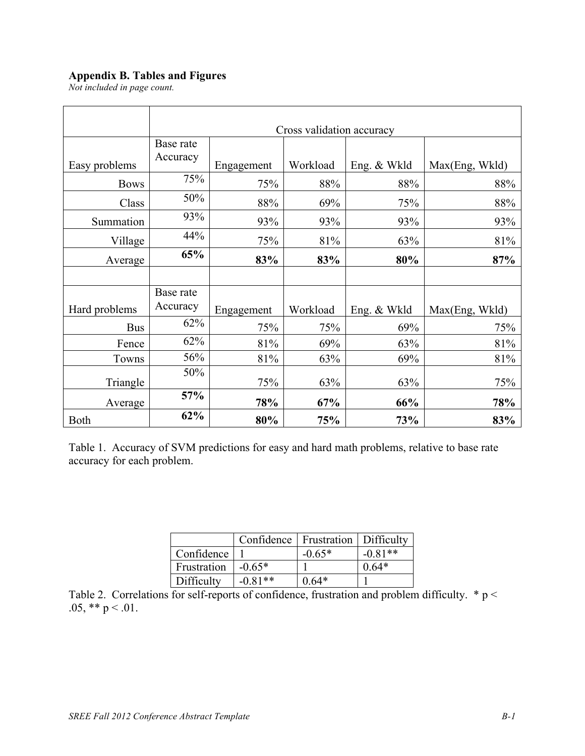### Appendix B. Tables and Figures

*Not included in page count.*

| | Cross validation accuracy | | | | |
|---|---|---|---|---|---|
| Easy problems | Base rate Accuracy | Engagement | Workload | Eng. & Wkld | Max(Eng, Wkld) |
| Bows | 75% | 75% | 88% | 88% | 88% |
| Class | 50% | 88% | 69% | 75% | 88% |
| Summation | 93% | 93% | 93% | 93% | 93% |
| Village | 44% | 75% | 81% | 63% | 81% |
| Average | **65%** | **83%** | **83%** | **80%** | **87%** |
| | | | | | |
| Hard problems | Base rate Accuracy | Engagement | Workload | Eng. & Wkld | Max(Eng, Wkld) |
| Bus | 62% | 75% | 75% | 69% | 75% |
| Fence | 62% | 81% | 69% | 63% | 81% |
| Towns | 56% | 81% | 63% | 69% | 81% |
| Triangle | 50% | 75% | 63% | 63% | 75% |
| Average | **57%** | **78%** | **67%** | **66%** | **78%** |
| Both | **62%** | **80%** | **75%** | **73%** | **83%** |

Table 1. Accuracy of SVM predictions for easy and hard math problems, relative to base rate accuracy for each problem.

| | Confidence | Frustration | Difficulty |
|---|---|---|---|
| Confidence | 1 | -0.65* | -0.81** |
| Frustration | -0.65* | 1 | 0.64* |
| Difficulty | -0.81** | 0.64* | 1 |

Table 2. Correlations for self-reports of confidence, frustration and problem difficulty. * $p < .05$, ** $p < .01$.